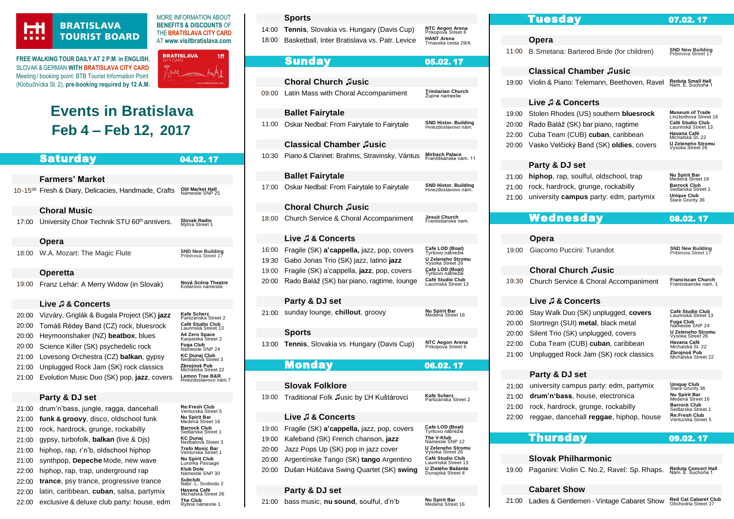**BRATISLAVA TOURIST BOARD**

MORE INFORMATION ABOUT BENEFITS & DISCOUNTS OF THE BRATISLAVA CITY CARD AT www.visitbratislava.com

**FREE WALKING TOUR DAILY AT 2 P.M. in ENGLISH,** SLOVAK & GERMAN **WITH BRATISLAVA CITY CARD**
Meeting/ booking point: BTB Tourist Information Point (Klobučnícka St. 2), **pre-booking required by 12 A.M.**

# Events in Bratislava
# Feb 4 – Feb 12, 2017

## Saturday 04.02.17

### Farmers' Market

| Time | Event | Venue |
|---|---|---|
| 10-15[00] | Fresh & Diary, Delicacies, Handmade, Crafts | Old Market Hall, Námestie SNP 25 |

### Choral Music

| Time | Event | Venue |
|---|---|---|
| 17:00 | University Choir Technik STU 60[th] annivers. | Slovak Radio, Mýtna Street 1 |

### Opera

| Time | Event | Venue |
|---|---|---|
| 18:00 | W.A. Mozart: The Magic Flute | SND New Building, Pribinova Street 17 |

### Operetta

| Time | Event | Venue |
|---|---|---|
| 19:00 | Franz Lehár: A Merry Widow (in Slovak) | Nová Scéna Theatre, Kollárovo námestie |

### Live ♫ & Concerts

| Time | Event | Venue |
|---|---|---|
| 20:00 | Vizváry, Griglák & Bugala Project (SK) **jazz** | Kafe Scherz, Partizánska Street 2 |
| 20:00 | Tomáš Rédey Band (CZ) rock, bluesrock | Café Studio Club, Laurinská Street 13 |
| 20:00 | Heymoonshaker (NZ) **beatbox**, blues | A4 Zero Space, Karpatská Street 2 |
| 20:00 | Science Killer (SK) psychedelic rock | Fuga Club, Námestie SNP 24 |
| 21:00 | Lovesong Orchestra (CZ) **balkan**, gypsy | KC Dunaj Club, Nedbalova Street 3 |
| 21:00 | Unplugged Rock Jam (SK) rock classics | Zbrojnoš Pub, Michalská Street 22 |
| 21:00 | Evolution Music Duo (SK) pop, **jazz**, covers | Lemon Tree B&R, Hviezdoslavovo nám.7 |

### Party & DJ set

| Time | Event | Venue |
|---|---|---|
| 21:00 | drum'n'bass, jungle, ragga, dancehall | Re:Fresh Club, Ventúrska Street 5 |
| 21:00 | **funk & groovy**, disco, oldschool funk | Nu Spirit Bar, Medená Street 16 |
| 21:00 | rock, hardrock, grunge, rockabilly | Barrock Club, Sedlárska Street 1 |
| 21:00 | gypsy, turbofolk, **balkan** (live & Djs) | KC Dunaj, Nedbalova Street 3 |
| 21:00 | hiphop, rap, r'n'b, oldschool hiphop | Trafo Music Bar, Ventúrska Street 1 |
| 21:00 | synthpop, **Depeche** Mode, new wave | Nu Spirit Club, Luxorka Passage |
| 22:00 | hiphop, rap, trap, underground rap | Klub Dole, Námestie SNP 30 |
| 22:00 | **trance**, psy trance, progressive trance | Subclub, Nábr. L. Svobodu 2 |
| 22:00 | latin, caribbean, **cuban**, salsa, partymix | Havana Café, Michalská Street 26 |
| 22:00 | exclusive & deluxe club party: house, edm | The Club, Rybné námestie 1 |

### Sports

| Time | Event | Venue |
|---|---|---|
| 14:00 | **Tennis**, Slovakia vs. Hungary (Davis Cup) | NTC Aegon Arena, Prikopova Street 6 |
| 18:00 | Basketball, Inter Bratislava vs. Patr. Levice | HANT Arena, Trnavská cesta 29/A |

## Sunday 05.02.17

### Choral Church ♫usic

| Time | Event | Venue |
|---|---|---|
| 09:00 | Latin Mass with Choral Accompaniment | Trinitarian Church, Župné namestie |

### Ballet Fairytale

| Time | Event | Venue |
|---|---|---|
| 11:00 | Oskar Nedbal: From Fairytale to Fairytale | SND Histor. Building, Hviezdoslavovo nám. |

### Classical Chamber ♫usic

| Time | Event | Venue |
|---|---|---|
| 10:30 | Piano & Clarinet: Brahms, Stravinsky, Vántus | Mirbach Palace, Františkánske nám. 11 |

### Ballet Fairytale

| Time | Event | Venue |
|---|---|---|
| 17:00 | Oskar Nedbal: From Fairytale to Fairytale | SND Histor. Building, Hviezdoslavovo nám. |

### Choral Church ♫usic

| Time | Event | Venue |
|---|---|---|
| 18:00 | Church Service & Choral Accompaniment | Jesuit Church, Frantiskanske nam. |

### Live ♫ & Concerts

| Time | Event | Venue |
|---|---|---|
| 16:00 | Fragile (SK) **a'cappella,** jazz, pop, covers | Cafe LOD (Boat), Tyršovo nábrežie |
| 19:30 | Gabo Jonas Trio (SK) jazz, latino **jazz** | U Zeleneho Stromu, Vysoka Street 26 |
| 19:00 | Fragile (SK) a'cappella, **jazz**, pop, covers | Cafe LOD (Boat), Tyršovo nábrežie |
| 20:00 | Rado Baláž (SK) bar piano, ragtime, lounge | Café Studio Club, Laurinská Street 13 |

### Party & DJ set

| Time | Event | Venue |
|---|---|---|
| 21:00 | sunday lounge, **chillout**, groovy | Nu Spirit Bar, Medená Street 16 |

### Sports

| Time | Event | Venue |
|---|---|---|
| 13:00 | **Tennis**, Slovakia vs. Hungary (Davis Cup) | NTC Aegon Arena, Prikopova Street 6 |

## Monday 06.02.17

### Slovak Folklore

| Time | Event | Venue |
|---|---|---|
| 19:00 | Traditional Folk ♫usic by ĽH Kuštárovci | Kafe Scherz, Partizánska Street 2 |

### Live ♫ & Concerts

| Time | Event | Venue |
|---|---|---|
| 19:00 | Fragile (SK) **a'cappella,** jazz, pop, covers | Cafe LOD (Boat), Tyršovo nábrežie |
| 19:00 | Kafeband (SK) French chanson, **jazz** | The V-Klub, Námestie SNP 12 |
| 20:00 | Jazz Pops Up (SK) pop in jazz cover | U Zeleneho Stromu, Vysoka Street 26 |
| 20:00 | Argentínske Tango (SK) **tango** Argentino | Café Studio Club, Laurinská Street 13 |
| 20:00 | Dušan Húščava Swing Quartet (SK) **swing** | U Zlatého Bažanta, Dunajská Street 4 |

### Party & DJ set

| Time | Event | Venue |
|---|---|---|
| 21:00 | bass music, **nu sound**, soulful, d'n'b | Nu Spirit Bar, Medená Street 16 |

## Tuesday 07.02.17

### Opera

| Time | Event | Venue |
|---|---|---|
| 11:00 | B.Smetana: Bartered Bride (for children) | SND New Building, Pribinova Street 17 |

### Classical Chamber ♫usic

| Time | Event | Venue |
|---|---|---|
| 19:00 | Violin & Piano: Telemann, Beethoven, Ravel | Reduta Small Hall, Nám. E. Suchoňa 1 |

### Live ♫ & Concerts

| Time | Event | Venue |
|---|---|---|
| 19:00 | Stolen Rhodes (US) southern **bluesrock** | Museum of Trade, Linzbothova Street 16 |
| 20:00 | Rado Baláž (SK) bar piano, ragtime | Café Studio Club, Laurinská Street 13 |
| 22:00 | Cuba Team (CUB) **cuban**, caribbean | Havana Café, Michalská St. 22 |
| 20:00 | Vasko Velčický Band (SK) **oldies**, covers | U Zeleneho Stromu, Vysoka Street 26 |

### Party & DJ set

| Time | Event | Venue |
|---|---|---|
| 21:00 | **hiphop**, rap, soulful, oldschool, trap | Nu Spirit Bar, Medená Street 16 |
| 21:00 | rock, hardrock, grunge, rockabilly | Barrock Club, Sedlárska Street 1 |
| 21:00 | university **campus** party: edm, partymix | Unique Club, Stare Grunty 36 |

## Wednesday 08.02.17

### Opera

| Time | Event | Venue |
|---|---|---|
| 19:00 | Giacomo Puccini: Turandot | SND New Building, Pribinova Street 17 |

### Choral Church ♫usic

| Time | Event | Venue |
|---|---|---|
| 19:30 | Church Service & Choral Accompaniment | Franciscan Church, Frantiskanske nam. 1 |

### Live ♫ & Concerts

| Time | Event | Venue |
|---|---|---|
| 20:00 | Stay Walk Duo (SK) unplugged, **covers** | Café Studio Club, Laurinská Street 13 |
| 20:00 | Stortregn (SUI) **metal**, black metal | Fuga Club, Námestie SNP 24 |
| 20:00 | Silent Trio (SK) unplugged, covers | U Zeleneho Stromu, Vysoka Street 26 |
| 22:00 | Cuba Team (CUB) **cuban**, caribbean | Havana Café, Michalská St. 22 |
| 21:00 | Unplugged Rock Jam (SK) rock classics | Zbrojnoš Pub, Michalska Street 22 |

### Party & DJ set

| Time | Event | Venue |
|---|---|---|
| 21:00 | university campus party: edm, partymix | Unique Club, Stare Grunty 36 |
| 21:00 | **drum'n'bass**, house, electronica | Nu Spirit Bar, Medená Street 16 |
| 21:00 | rock, hardrock, grunge, rockabilly | Barrock Club, Sedlárska Street 1 |
| 22:00 | reggae, dancehall **reggae**, hiphop, house | Re:Fresh Club, Ventúrska Street 5 |

## Thursday 09.02.17

### Slovak Philharmonic

| Time | Event | Venue |
|---|---|---|
| 19:00 | Paganini: Violin C. No.2, Ravel: Sp. Rhaps. | Reduta Concert Hall, Nám. E. Suchoňa 1 |

### Cabaret Show

| Time | Event | Venue |
|---|---|---|
| 21:00 | Ladies & Gentlemen - Vintage Cabaret Show | Red Cat Cabaret Club, Obchodna Street 17 |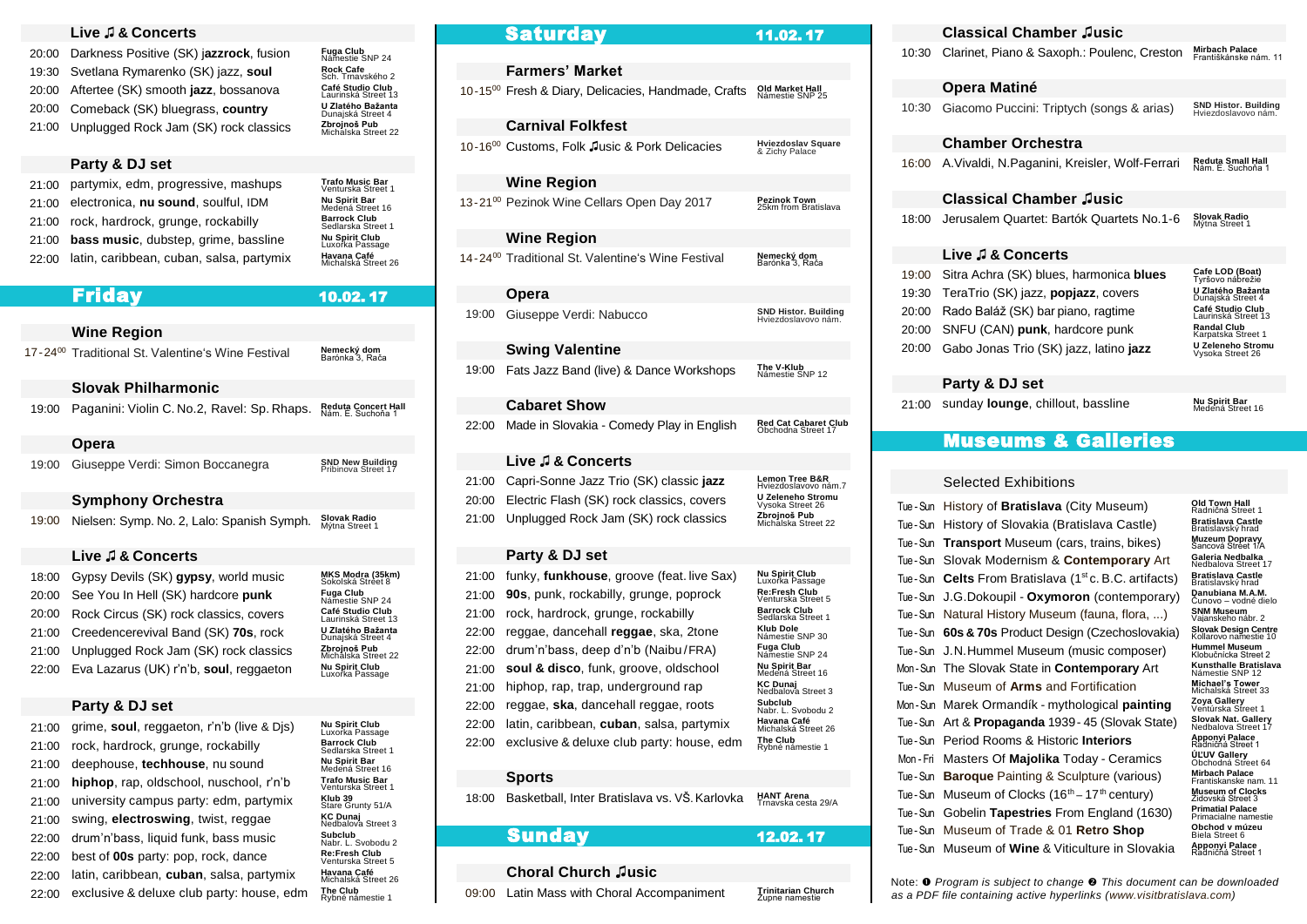### Live ♫ & Concerts

| | | |
|---|---|---|
| 20:00 | Darkness Positive (SK) **jazzrock**, fusion | Fuga Club Námestie SNP 24 |
| 19:30 | Svetlana Rymarenko (SK) jazz, **soul** | Rock Cafe Sch. Trnavského 2 |
| 20:00 | Aftertee (SK) smooth **jazz**, bossanova | Café Studio Club Laurinská Street 13 |
| 20:00 | Comeback (SK) bluegrass, **country** | U Zlatého Bažanta Dunajská Street 4 |
| 21:00 | Unplugged Rock Jam (SK) rock classics | Zbrojnoš Pub Michalská Street 22 |

### Party & DJ set

| | | |
|---|---|---|
| 21:00 | partymix, edm, progressive, mashups | Trafo Music Bar Venturska Street 1 |
| 21:00 | electronica, **nu sound**, soulful, IDM | Nu Spirit Bar Medená Street 16 |
| 21:00 | rock, hardrock, grunge, rockabilly | Barrock Club Sedlarska Street 1 |
| 21:00 | **bass music**, dubstep, grime, bassline | Nu Spirit Club Luxorka Passage |
| 22:00 | latin, caribbean, cuban, salsa, partymix | Havana Café Michalská Street 26 |

## Friday 10.02.17

### Wine Region

| | | |
|---|---|---|
| 17-24[00] | Traditional St. Valentine's Wine Festival | Nemecký dom Barónka 3, Rača |

### Slovak Philharmonic

| | | |
|---|---|---|
| 19:00 | Paganini: Violin C. No.2, Ravel: Sp. Rhaps. | Reduta Concert Hall Nám. E. Suchoňa 1 |

### Opera

| | | |
|---|---|---|
| 19:00 | Giuseppe Verdi: Simon Boccanegra | SND New Building Pribinova Street 17 |

### Symphony Orchestra

| | | |
|---|---|---|
| 19:00 | Nielsen: Symp. No. 2, Lalo: Spanish Symph. | Slovak Radio Mýtna Street 1 |

### Live ♫ & Concerts

| | | |
|---|---|---|
| 18:00 | Gypsy Devils (SK) **gypsy**, world music | MKS Modra (35km) Sokolská Street 8 |
| 20:00 | See You In Hell (SK) hardcore **punk** | Fuga Club Námestie SNP 24 |
| 20:00 | Rock Circus (SK) rock classics, covers | Café Studio Club Laurinská Street 13 |
| 21:00 | Creedencerevival Band (SK) **70s**, rock | U Zlatého Bažanta Dunajská Street 4 |
| 21:00 | Unplugged Rock Jam (SK) rock classics | Zbrojnoš Pub Michalská Street 22 |
| 22:00 | Eva Lazarus (UK) r'n'b, **soul**, reggaeton | Nu Spirit Club Luxorka Passage |

### Party & DJ set

| | | |
|---|---|---|
| 21:00 | grime, **soul**, reggaeton, r'n'b (live & Djs) | Nu Spirit Club Luxorka Passage |
| 21:00 | rock, hardrock, grunge, rockabilly | Barrock Club Sedlarska Street 1 |
| 21:00 | deephouse, **techhouse**, nu sound | Nu Spirit Bar Medená Street 16 |
| 21:00 | **hiphop**, rap, oldschool, nuschool, r'n'b | Trafo Music Bar Venturska Street 1 |
| 21:00 | university campus party: edm, partymix | Klub 39 Stare Grunty 51/A |
| 21:00 | swing, **electroswing**, twist, reggae | KC Dunaj Nedbalova Street 3 |
| 22:00 | drum'n'bass, liquid funk, bass music | Subclub Nabr. L. Svobodu 2 |
| 22:00 | best of **00s** party: pop, rock, dance | Re:Fresh Club Venturska Street 5 |
| 22:00 | latin, caribbean, **cuban**, salsa, partymix | Havana Café Michalská Street 26 |
| 22:00 | exclusive & deluxe club party: house, edm | The Club Rybné námestie 1 |

## Saturday 11.02.17

### Farmers' Market

| | | |
|---|---|---|
| 10-15[00] | Fresh & Diary, Delicacies, Handmade, Crafts | Old Market Hall Námestie SNP 25 |

### Carnival Folkfest

| | | |
|---|---|---|
| 10-16[00] | Customs, Folk ♫usic & Pork Delicacies | Hviezdoslav Square & Zichy Palace |

### Wine Region

| | | |
|---|---|---|
| 13-21[00] | Pezinok Wine Cellars Open Day 2017 | Pezinok Town 25km from Bratislava |

### Wine Region

| | | |
|---|---|---|
| 14-24[00] | Traditional St. Valentine's Wine Festival | Nemecký dom Barónka 3, Rača |

### Opera

| | | |
|---|---|---|
| 19:00 | Giuseppe Verdi: Nabucco | SND Histor. Building Hviezdoslavovo nám. |

### Swing Valentine

| | | |
|---|---|---|
| 19:00 | Fats Jazz Band (live) & Dance Workshops | The V-Klub Námestie SNP 12 |

### Cabaret Show

| | | |
|---|---|---|
| 22:00 | Made in Slovakia - Comedy Play in English | Red Cat Cabaret Club Obchodna Street 17 |

### Live ♫ & Concerts

| | | |
|---|---|---|
| 21:00 | Capri-Sonne Jazz Trio (SK) classic **jazz** | Lemon Tree B&R Hviezdoslavovo nám.7 |
| 20:00 | Electric Flash (SK) rock classics, covers | U Zeleneho Stromu Vysoka Street 26 |
| 21:00 | Unplugged Rock Jam (SK) rock classics | Zbrojnoš Pub Michalská Street 22 |

### Party & DJ set

| | | |
|---|---|---|
| 21:00 | funky, **funkhouse**, groove (feat. live Sax) | Nu Spirit Club Luxorka Passage |
| 21:00 | **90s**, punk, rockabilly, grunge, poprock | Re:Fresh Club Venturska Street 5 |
| 21:00 | rock, hardrock, grunge, rockabilly | Barrock Club Sedlarska Street 1 |
| 22:00 | reggae, dancehall **reggae**, ska, 2tone | Klub Dole Námestie SNP 30 |
| 22:00 | drum'n'bass, deep d'n'b (Naibu/FRA) | Fuga Club Námestie SNP 24 |
| 21:00 | **soul & disco**, funk, groove, oldschool | Nu Spirit Bar Medená Street 16 |
| 21:00 | hiphop, rap, trap, underground rap | KC Dunaj Nedbalova Street 3 |
| 22:00 | reggae, **ska**, dancehall reggae, roots | Subclub Nabr. L. Svobodu 2 |
| 22:00 | latin, caribbean, **cuban**, salsa, partymix | Havana Café Michalská Street 26 |
| 22:00 | exclusive & deluxe club party: house, edm | The Club Rybné námestie 1 |

### Sports

| | | |
|---|---|---|
| 18:00 | Basketball, Inter Bratislava vs. VŠ. Karlovka | HANT Arena Trnavska cesta 29/A |

## Sunday 12.02.17

### Choral Church ♫usic

| | | |
|---|---|---|
| 09:00 | Latin Mass with Choral Accompaniment | Trinitarian Church Župné namestie |

### Classical Chamber ♫usic

| | | |
|---|---|---|
| 10:30 | Clarinet, Piano & Saxoph.: Poulenc, Creston | Mirbach Palace Františkánske nám. 11 |

### Opera Matiné

| | | |
|---|---|---|
| 10:30 | Giacomo Puccini: Triptych (songs & arias) | SND Histor. Building Hviezdoslavovo nám. |

### Chamber Orchestra

| | | |
|---|---|---|
| 16:00 | A.Vivaldi, N.Paganini, Kreisler, Wolf-Ferrari | Reduta Small Hall Nám. E. Suchoňa 1 |

### Classical Chamber ♫usic

| | | |
|---|---|---|
| 18:00 | Jerusalem Quartet: Bartók Quartets No.1-6 | Slovak Radio Mýtna Street 1 |

### Live ♫ & Concerts

| | | |
|---|---|---|
| 19:00 | Sitra Achra (SK) blues, harmonica **blues** | Cafe LOD (Boat) Tyršovo nábrežie |
| 19:30 | TeraTrio (SK) jazz, **popjazz**, covers | U Zlatého Bažanta Dunajská Street 4 |
| 20:00 | Rado Baláž (SK) bar piano, ragtime | Café Studio Club Laurinská Street 13 |
| 20:00 | SNFU (CAN) **punk**, hardcore punk | Randal Club Karpatska Street 1 |
| 20:00 | Gabo Jonas Trio (SK) jazz, latino **jazz** | U Zeleneho Stromu Vysoka Street 26 |

### Party & DJ set

| | | |
|---|---|---|
| 21:00 | sunday **lounge**, chillout, bassline | Nu Spirit Bar Medená Street 16 |

## Museums & Galleries

### Selected Exhibitions

| | | |
|---|---|---|
| Tue-Sun | History of **Bratislava** (City Museum) | Old Town Hall Radničná Street 1 |
| Tue-Sun | History of Slovakia (Bratislava Castle) | Bratislava Castle Bratislavský hrad |
| Tue-Sun | **Transport** Museum (cars, trains, bikes) | Muzeum Dopravy Šancová Street 1/A |
| Tue-Sun | Slovak Modernism & **Contemporary** Art | Galeria Nedbalka Nedbalova Street 17 |
| Tue-Sun | **Celts** From Bratislava (1[st] c. B.C. artifacts) | Bratislava Castle Bratislavský hrad |
| Tue-Sun | J.G.Dokoupil - **Oxymoron** (contemporary) | Danubiana M.A.M. Čunovo – vodné dielo |
| Tue-Sun | Natural History Museum (fauna, flora, ...) | SNM Museum Vajanskeho nábr. 2 |
| Tue-Sun | **60s & 70s** Product Design (Czechoslovakia) | Slovak Design Centre Kollarovo namestie 10 |
| Tue-Sun | J.N.Hummel Museum (music composer) | Hummel Museum Klobučnícka Street 2 |
| Mon-Sun | The Slovak State in **Contemporary** Art | Kunsthalle Bratislava Námestie SNP 12 |
| Tue-Sun | Museum of **Arms** and Fortification | Michael's Tower Michalská Street 33 |
| Mon-Sun | Marek Ormandík - mythological **painting** | Zoya Gallery Ventúrska Street 1 |
| Tue-Sun | Art & **Propaganda** 1939 - 45 (Slovak State) | Slovak Nat. Gallery Nedbalova Street 17 |
| Tue-Sun | Period Rooms & Historic **Interiors** | Apponyi Palace Radničná Street 1 |
| Mon-Fri | Masters Of **Majolika** Today - Ceramics | ULUV Gallery Obchodná Street 64 |
| Tue-Sun | **Baroque** Painting & Sculpture (various) | Mirbach Palace Františkánske nám. 11 |
| Tue-Sun | Museum of Clocks (16[th] – 17[th] century) | Museum of Clocks Židovská Street 3 |
| Tue-Sun | Gobelin **Tapestries** From England (1630) | Primatial Palace Primaciálne námestie |
| Tue-Sun | Museum of Trade & 01 **Retro Shop** | Obchod v múzeu Biela Street 6 |
| Tue-Sun | Museum of **Wine** & Viticulture in Slovakia | Apponyi Palace Radničná Street 1 |

Note: ❶ *Program is subject to change* ❷ *This document can be downloaded as a PDF file containing active hyperlinks (www.visitbratislava.com)*